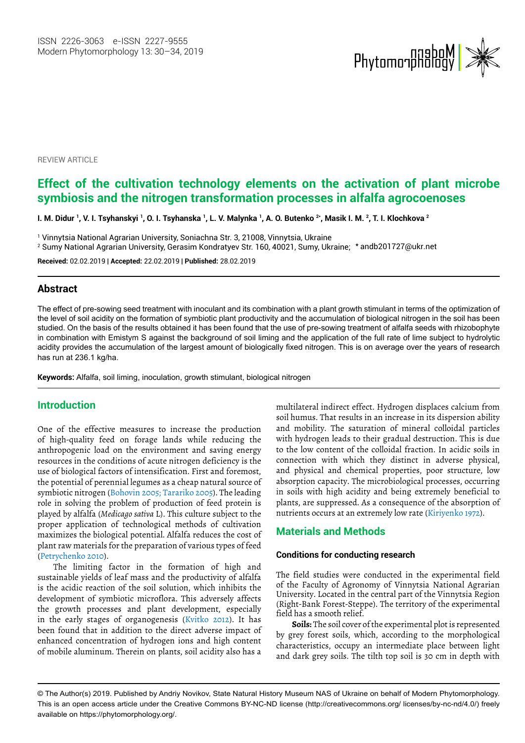REVIEW ARTICLE

# Effect of the cultivation technology elements on the activation of plant microbe symbiosis and the nitrogen transformation processes in alfalfa agrocoenoses

**I. M. Didur [1], V. I. Tsyhanskyi [1], O. I. Tsyhanska [1], L. V. Malynka [1], A. O. Butenko [2*], Masik I. M. [2], T. I. Klochkova [2]**

[1] Vinnytsia National Agrarian University, Soniachna Str. 3, 21008, Vinnytsia, Ukraine

[2] Sumy National Agrarian University, Gerasim Kondratyev Str. 160, 40021, Sumy, Ukraine; * andb201727@ukr.net

**Received:** 02.02.2019 | **Accepted:** 22.02.2019 | **Published:** 28.02.2019

## Abstract

The effect of pre-sowing seed treatment with inoculant and its combination with a plant growth stimulant in terms of the optimization of the level of soil acidity on the formation of symbiotic plant productivity and the accumulation of biological nitrogen in the soil has been studied. On the basis of the results obtained it has been found that the use of pre-sowing treatment of alfalfa seeds with rhizobophyte in combination with Emistym S against the background of soil liming and the application of the full rate of lime subject to hydrolytic acidity provides the accumulation of the largest amount of biologically fixed nitrogen. This is on average over the years of research has run at 236.1 kg/ha.

**Keywords:** Alfalfa, soil liming, inoculation, growth stimulant, biological nitrogen

## Introduction

One of the effective measures to increase the production of high-quality feed on forage lands while reducing the anthropogenic load on the environment and saving energy resources in the conditions of acute nitrogen deficiency is the use of biological factors of intensification. First and foremost, the potential of perennial legumes as a cheap natural source of symbiotic nitrogen (Bohovin 2005; Tarariko 2005). The leading role in solving the problem of production of feed protein is played by alfalfa (*Medicago sativa* L). This culture subject to the proper application of technological methods of cultivation maximizes the biological potential. Alfalfa reduces the cost of plant raw materials for the preparation of various types of feed (Petrychenko 2010).

The limiting factor in the formation of high and sustainable yields of leaf mass and the productivity of alfalfa is the acidic reaction of the soil solution, which inhibits the development of symbiotic microflora. This adversely affects the growth processes and plant development, especially in the early stages of organogenesis (Kvitko 2012). It has been found that in addition to the direct adverse impact of enhanced concentration of hydrogen ions and high content of mobile aluminum. Therein on plants, soil acidity also has a multilateral indirect effect. Hydrogen displaces calcium from soil humus. That results in an increase in its dispersion ability and mobility. The saturation of mineral colloidal particles with hydrogen leads to their gradual destruction. This is due to the low content of the colloidal fraction. In acidic soils in connection with which they distinct in adverse physical, and physical and chemical properties, poor structure, low absorption capacity. The microbiological processes, occurring in soils with high acidity and being extremely beneficial to plants, are suppressed. As a consequence of the absorption of nutrients occurs at an extremely low rate (Kiriyenko 1972).

## Materials and Methods

### Conditions for conducting research

The field studies were conducted in the experimental field of the Faculty of Agronomy of Vinnytsia National Agrarian University. Located in the central part of the Vinnytsia Region (Right-Bank Forest-Steppe). The territory of the experimental field has a smooth relief.

**Soils:** The soil cover of the experimental plot is represented by grey forest soils, which, according to the morphological characteristics, occupy an intermediate place between light and dark grey soils. The tilth top soil is 30 cm in depth with

© The Author(s) 2019. Published by Andriy Novikov, State Natural History Museum NAS of Ukraine on behalf of Modern Phytomorphology. This is an open access article under the Creative Commons BY-NC-ND license (http://creativecommons.org/ licenses/by-nc-nd/4.0/) freely available on https://phytomorphology.org/.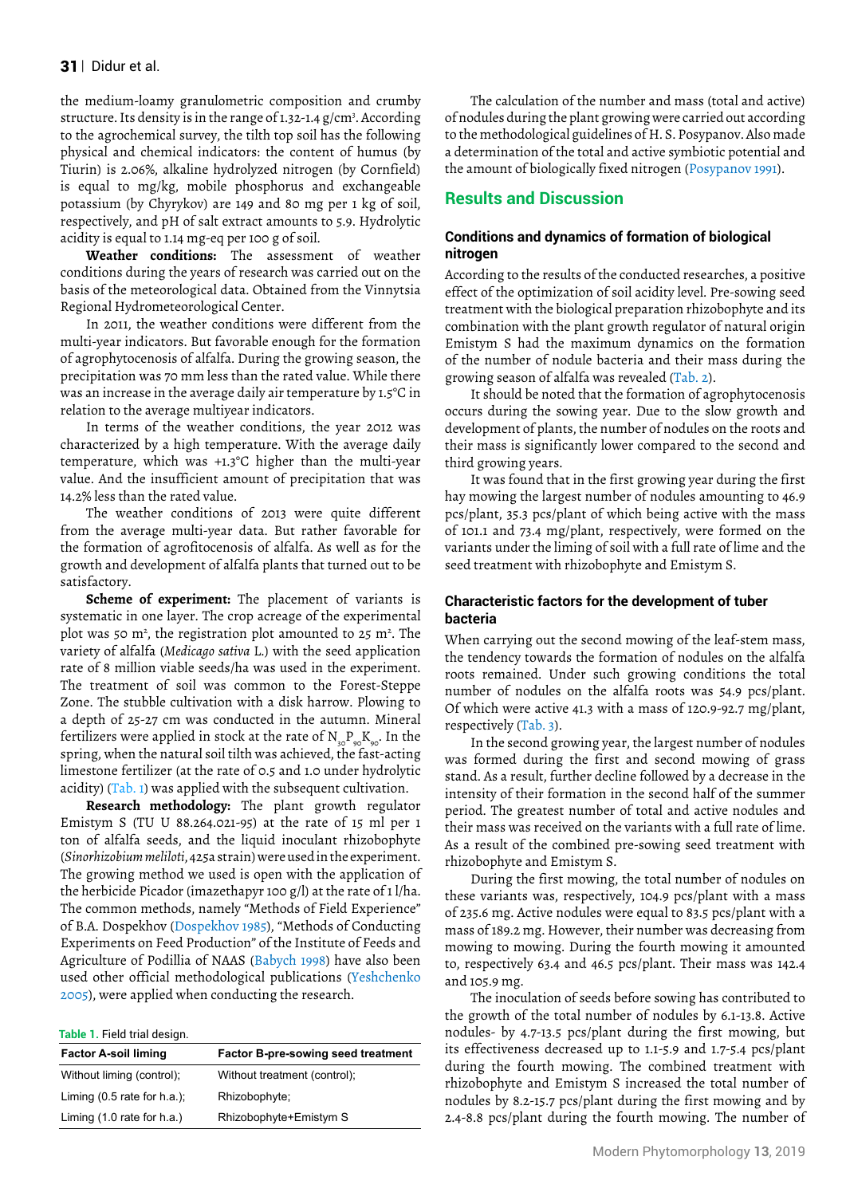the medium-loamy granulometric composition and crumby structure. Its density is in the range of 1.32-1.4 g/cm$^3$. According to the agrochemical survey, the tilth top soil has the following physical and chemical indicators: the content of humus (by Tiurin) is 2.06%, alkaline hydrolyzed nitrogen (by Cornfield) is equal to mg/kg, mobile phosphorus and exchangeable potassium (by Chyrykov) are 149 and 80 mg per 1 kg of soil, respectively, and pH of salt extract amounts to 5.9. Hydrolytic acidity is equal to 1.14 mg-eq per 100 g of soil.

**Weather conditions:** The assessment of weather conditions during the years of research was carried out on the basis of the meteorological data. Obtained from the Vinnytsia Regional Hydrometeorological Center.

In 2011, the weather conditions were different from the multi-year indicators. But favorable enough for the formation of agrophytocenosis of alfalfa. During the growing season, the precipitation was 70 mm less than the rated value. While there was an increase in the average daily air temperature by 1.5°C in relation to the average multiyear indicators.

In terms of the weather conditions, the year 2012 was characterized by a high temperature. With the average daily temperature, which was +1.3°C higher than the multi-year value. And the insufficient amount of precipitation that was 14.2% less than the rated value.

The weather conditions of 2013 were quite different from the average multi-year data. But rather favorable for the formation of agrofitocenosis of alfalfa. As well as for the growth and development of alfalfa plants that turned out to be satisfactory.

**Scheme of experiment:** The placement of variants is systematic in one layer. The crop acreage of the experimental plot was 50 m$^2$, the registration plot amounted to 25 m$^2$. The variety of alfalfa (*Medicago sativa* L.) with the seed application rate of 8 million viable seeds/ha was used in the experiment. The treatment of soil was common to the Forest-Steppe Zone. The stubble cultivation with a disk harrow. Plowing to a depth of 25-27 cm was conducted in the autumn. Mineral fertilizers were applied in stock at the rate of $N_{30}P_{90}K_{90}$. In the spring, when the natural soil tilth was achieved, the fast-acting limestone fertilizer (at the rate of 0.5 and 1.0 under hydrolytic acidity) (Tab. 1) was applied with the subsequent cultivation.

**Research methodology:** The plant growth regulator Emistym S (TU U 88.264.021-95) at the rate of 15 ml per 1 ton of alfalfa seeds, and the liquid inoculant rhizobophyte (*Sinorhizobium meliloti*, 425a strain) were used in the experiment. The growing method we used is open with the application of the herbicide Picador (imazethapyr 100 g/l) at the rate of 1 l/ha. The common methods, namely "Methods of Field Experience" of B.A. Dospekhov (Dospekhov 1985), "Methods of Conducting Experiments on Feed Production" of the Institute of Feeds and Agriculture of Podillia of NAAS (Babych 1998) have also been used other official methodological publications (Yeshchenko 2005), were applied when conducting the research.

**Table 1.** Field trial design.

| Factor A-soil liming | Factor B-pre-sowing seed treatment |
|---|---|
| Without liming (control); | Without treatment (control); |
| Liming (0.5 rate for h.a.); | Rhizobophyte; |
| Liming (1.0 rate for h.a.) | Rhizobophyte+Emistym S |

The calculation of the number and mass (total and active) of nodules during the plant growing were carried out according to the methodological guidelines of H. S. Posypanov. Also made a determination of the total and active symbiotic potential and the amount of biologically fixed nitrogen (Posypanov 1991).

## Results and Discussion

### Conditions and dynamics of formation of biological nitrogen

According to the results of the conducted researches, a positive effect of the optimization of soil acidity level. Pre-sowing seed treatment with the biological preparation rhizobophyte and its combination with the plant growth regulator of natural origin Emistym S had the maximum dynamics on the formation of the number of nodule bacteria and their mass during the growing season of alfalfa was revealed (Tab. 2).

It should be noted that the formation of agrophytocenosis occurs during the sowing year. Due to the slow growth and development of plants, the number of nodules on the roots and their mass is significantly lower compared to the second and third growing years.

It was found that in the first growing year during the first hay mowing the largest number of nodules amounting to 46.9 pcs/plant, 35.3 pcs/plant of which being active with the mass of 101.1 and 73.4 mg/plant, respectively, were formed on the variants under the liming of soil with a full rate of lime and the seed treatment with rhizobophyte and Emistym S.

### Characteristic factors for the development of tuber bacteria

When carrying out the second mowing of the leaf-stem mass, the tendency towards the formation of nodules on the alfalfa roots remained. Under such growing conditions the total number of nodules on the alfalfa roots was 54.9 pcs/plant. Of which were active 41.3 with a mass of 120.9-92.7 mg/plant, respectively (Tab. 3).

In the second growing year, the largest number of nodules was formed during the first and second mowing of grass stand. As a result, further decline followed by a decrease in the intensity of their formation in the second half of the summer period. The greatest number of total and active nodules and their mass was received on the variants with a full rate of lime. As a result of the combined pre-sowing seed treatment with rhizobophyte and Emistym S.

During the first mowing, the total number of nodules on these variants was, respectively, 104.9 pcs/plant with a mass of 235.6 mg. Active nodules were equal to 83.5 pcs/plant with a mass of 189.2 mg. However, their number was decreasing from mowing to mowing. During the fourth mowing it amounted to, respectively 63.4 and 46.5 pcs/plant. Their mass was 142.4 and 105.9 mg.

The inoculation of seeds before sowing has contributed to the growth of the total number of nodules by 6.1-13.8. Active nodules- by 4.7-13.5 pcs/plant during the first mowing, but its effectiveness decreased up to 1.1-5.9 and 1.7-5.4 pcs/plant during the fourth mowing. The combined treatment with rhizobophyte and Emistym S increased the total number of nodules by 8.2-15.7 pcs/plant during the first mowing and by 2.4-8.8 pcs/plant during the fourth mowing. The number of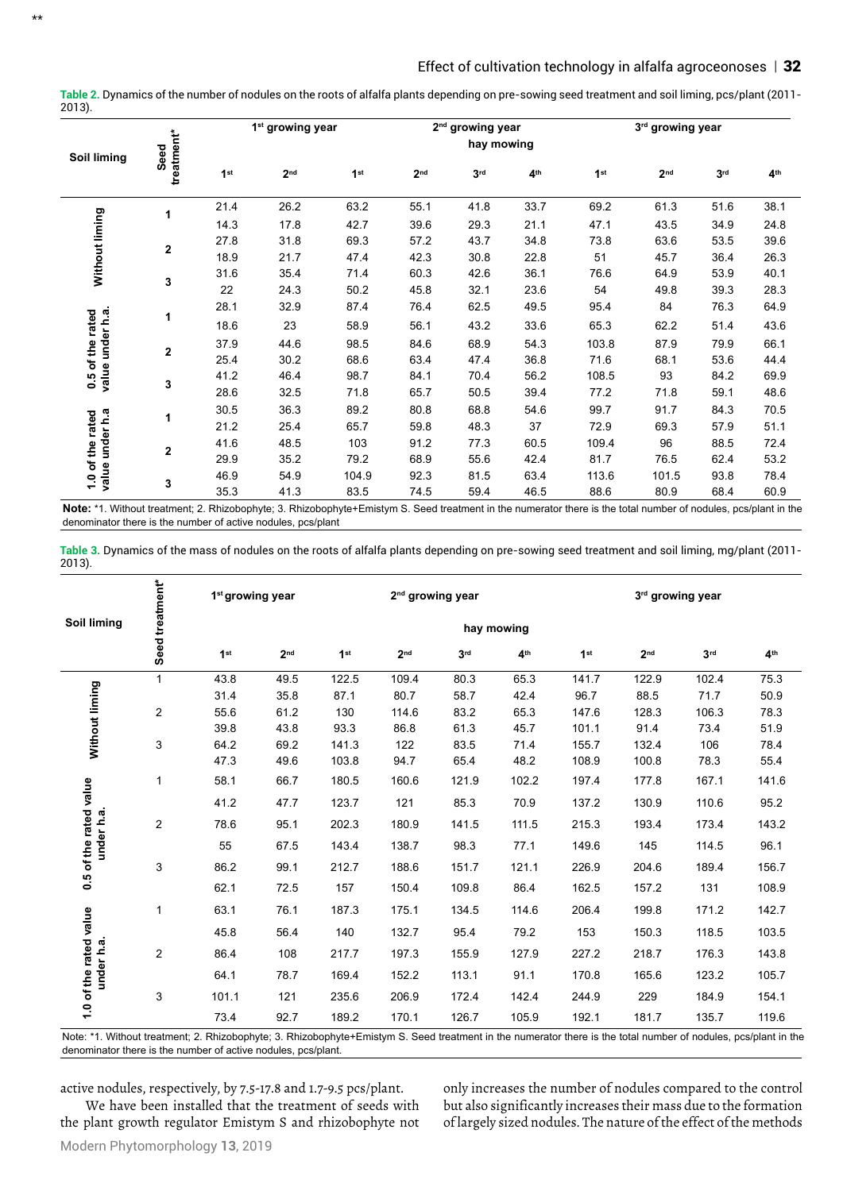**Table 2.** Dynamics of the number of nodules on the roots of alfalfa plants depending on pre-sowing seed treatment and soil liming, pcs/plant (2011-2013).

| Soil liming | Seed treatment* | 1st growing year | | 2nd growing year | | | | 3rd growing year | | | |
|---|---|---|---|---|---|---|---|---|---|---|---|
| | | hay mowing | | | | | | | | | |
| | | 1st | 2nd | 1st | 2nd | 3rd | 4th | 1st | 2nd | 3rd | 4th |
| Without liming | 1 | 21.4 | 26.2 | 63.2 | 55.1 | 41.8 | 33.7 | 69.2 | 61.3 | 51.6 | 38.1 |
| | | 14.3 | 17.8 | 42.7 | 39.6 | 29.3 | 21.1 | 47.1 | 43.5 | 34.9 | 24.8 |
| | 2 | 27.8 | 31.8 | 69.3 | 57.2 | 43.7 | 34.8 | 73.8 | 63.6 | 53.5 | 39.6 |
| | | 18.9 | 21.7 | 47.4 | 42.3 | 30.8 | 22.8 | 51 | 45.7 | 36.4 | 26.3 |
| | 3 | 31.6 | 35.4 | 71.4 | 60.3 | 42.6 | 36.1 | 76.6 | 64.9 | 53.9 | 40.1 |
| | | 22 | 24.3 | 50.2 | 45.8 | 32.1 | 23.6 | 54 | 49.8 | 39.3 | 28.3 |
| 0.5 of the rated value under h.a. | 1 | 28.1 | 32.9 | 87.4 | 76.4 | 62.5 | 49.5 | 95.4 | 84 | 76.3 | 64.9 |
| | | 18.6 | 23 | 58.9 | 56.1 | 43.2 | 33.6 | 65.3 | 62.2 | 51.4 | 43.6 |
| | 2 | 37.9 | 44.6 | 98.5 | 84.6 | 68.9 | 54.3 | 103.8 | 87.9 | 79.9 | 66.1 |
| | | 25.4 | 30.2 | 68.6 | 63.4 | 47.4 | 36.8 | 71.6 | 68.1 | 53.6 | 44.4 |
| | 3 | 41.2 | 46.4 | 98.7 | 84.1 | 70.4 | 56.2 | 108.5 | 93 | 84.2 | 69.9 |
| | | 28.6 | 32.5 | 71.8 | 65.7 | 50.5 | 39.4 | 77.2 | 71.8 | 59.1 | 48.6 |
| 1.0 of the rated value under h.a | 1 | 30.5 | 36.3 | 89.2 | 80.8 | 68.8 | 54.6 | 99.7 | 91.7 | 84.3 | 70.5 |
| | | 21.2 | 25.4 | 65.7 | 59.8 | 48.3 | 37 | 72.9 | 69.3 | 57.9 | 51.1 |
| | 2 | 41.6 | 48.5 | 103 | 91.2 | 77.3 | 60.5 | 109.4 | 96 | 88.5 | 72.4 |
| | | 29.9 | 35.2 | 79.2 | 68.9 | 55.6 | 42.4 | 81.7 | 76.5 | 62.4 | 53.2 |
| | 3 | 46.9 | 54.9 | 104.9 | 92.3 | 81.5 | 63.4 | 113.6 | 101.5 | 93.8 | 78.4 |
| | | 35.3 | 41.3 | 83.5 | 74.5 | 59.4 | 46.5 | 88.6 | 80.9 | 68.4 | 60.9 |

**Note:** *1. Without treatment; 2. Rhizobophyte; 3. Rhizobophyte+Emistym S. Seed treatment in the numerator there is the total number of nodules, pcs/plant in the denominator there is the number of active nodules, pcs/plant

**Table 3.** Dynamics of the mass of nodules on the roots of alfalfa plants depending on pre-sowing seed treatment and soil liming, mg/plant (2011-2013).

| Soil liming | Seed treatment* | 1st growing year | | 2nd growing year | | | | 3rd growing year | | | |
|---|---|---|---|---|---|---|---|---|---|---|---|
| | | hay mowing | | | | | | | | | |
| | | 1st | 2nd | 1st | 2nd | 3rd | 4th | 1st | 2nd | 3rd | 4th |
| Without liming | 1 | 43.8 | 49.5 | 122.5 | 109.4 | 80.3 | 65.3 | 141.7 | 122.9 | 102.4 | 75.3 |
| | | 31.4 | 35.8 | 87.1 | 80.7 | 58.7 | 42.4 | 96.7 | 88.5 | 71.7 | 50.9 |
| | 2 | 55.6 | 61.2 | 130 | 114.6 | 83.2 | 65.3 | 147.6 | 128.3 | 106.3 | 78.3 |
| | | 39.8 | 43.8 | 93.3 | 86.8 | 61.3 | 45.7 | 101.1 | 91.4 | 73.4 | 51.9 |
| | 3 | 64.2 | 69.2 | 141.3 | 122 | 83.5 | 71.4 | 155.7 | 132.4 | 106 | 78.4 |
| | | 47.3 | 49.6 | 103.8 | 94.7 | 65.4 | 48.2 | 108.9 | 100.8 | 78.3 | 55.4 |
| 0.5 of the rated value under h.a. | 1 | 58.1 | 66.7 | 180.5 | 160.6 | 121.9 | 102.2 | 197.4 | 177.8 | 167.1 | 141.6 |
| | | 41.2 | 47.7 | 123.7 | 121 | 85.3 | 70.9 | 137.2 | 130.9 | 110.6 | 95.2 |
| | 2 | 78.6 | 95.1 | 202.3 | 180.9 | 141.5 | 111.5 | 215.3 | 193.4 | 173.4 | 143.2 |
| | | 55 | 67.5 | 143.4 | 138.7 | 98.3 | 77.1 | 149.6 | 145 | 114.5 | 96.1 |
| | 3 | 86.2 | 99.1 | 212.7 | 188.6 | 151.7 | 121.1 | 226.9 | 204.6 | 189.4 | 156.7 |
| | | 62.1 | 72.5 | 157 | 150.4 | 109.8 | 86.4 | 162.5 | 157.2 | 131 | 108.9 |
| 1.0 of the rated value under h.a. | 1 | 63.1 | 76.1 | 187.3 | 175.1 | 134.5 | 114.6 | 206.4 | 199.8 | 171.2 | 142.7 |
| | | 45.8 | 56.4 | 140 | 132.7 | 95.4 | 79.2 | 153 | 150.3 | 118.5 | 103.5 |
| | 2 | 86.4 | 108 | 217.7 | 197.3 | 155.9 | 127.9 | 227.2 | 218.7 | 176.3 | 143.8 |
| | | 64.1 | 78.7 | 169.4 | 152.2 | 113.1 | 91.1 | 170.8 | 165.6 | 123.2 | 105.7 |
| | 3 | 101.1 | 121 | 235.6 | 206.9 | 172.4 | 142.4 | 244.9 | 229 | 184.9 | 154.1 |
| | | 73.4 | 92.7 | 189.2 | 170.1 | 126.7 | 105.9 | 192.1 | 181.7 | 135.7 | 119.6 |

Note: *1. Without treatment; 2. Rhizobophyte; 3. Rhizobophyte+Emistym S. Seed treatment in the numerator there is the total number of nodules, pcs/plant in the denominator there is the number of active nodules, pcs/plant.

active nodules, respectively, by 7.5-17.8 and 1.7-9.5 pcs/plant.

We have been installed that the treatment of seeds with the plant growth regulator Emistym S and rhizobophyte not only increases the number of nodules compared to the control but also significantly increases their mass due to the formation of largely sized nodules. The nature of the effect of the methods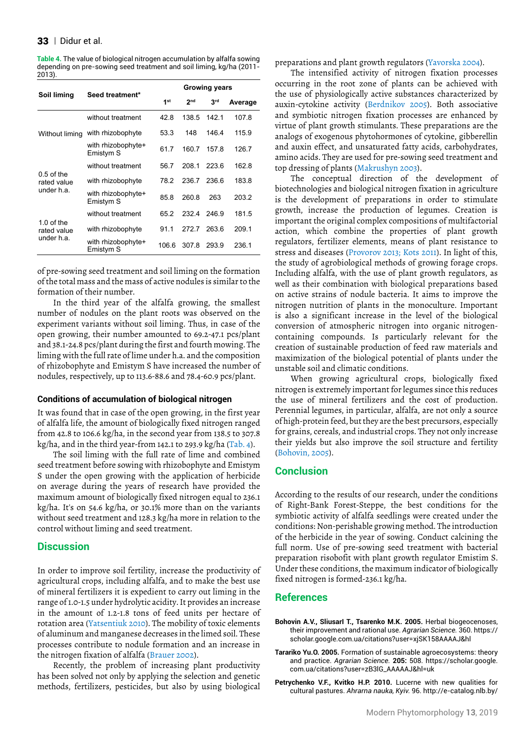**Table 4.** The value of biological nitrogen accumulation by alfalfa sowing depending on pre-sowing seed treatment and soil liming, kg/ha (2011-2013).

| Soil liming | Seed treatment* | Growing years | | | |
|---|---|---|---|---|---|
| | | 1st | 2nd | 3rd | Average |
| Without liming | without treatment | 42.8 | 138.5 | 142.1 | 107.8 |
| | with rhizobophyte | 53.3 | 148 | 146.4 | 115.9 |
| | with rhizobophyte+ Emistym S | 61.7 | 160.7 | 157.8 | 126.7 |
| 0.5 of the rated value under h.a. | without treatment | 56.7 | 208.1 | 223.6 | 162.8 |
| | with rhizobophyte | 78.2 | 236.7 | 236.6 | 183.8 |
| | with rhizobophyte+ Emistym S | 85.8 | 260.8 | 263 | 203.2 |
| 1.0 of the rated value under h.a. | without treatment | 65.2 | 232.4 | 246.9 | 181.5 |
| | with rhizobophyte | 91.1 | 272.7 | 263.6 | 209.1 |
| | with rhizobophyte+ Emistym S | 106.6 | 307.8 | 293.9 | 236.1 |

of pre-sowing seed treatment and soil liming on the formation of the total mass and the mass of active nodules is similar to the formation of their number.

In the third year of the alfalfa growing, the smallest number of nodules on the plant roots was observed on the experiment variants without soil liming. Thus, in case of the open growing, their number amounted to 69.2-47.1 pcs/plant and 38.1-24.8 pcs/plant during the first and fourth mowing. The liming with the full rate of lime under h.a. and the composition of rhizobophyte and Emistym S have increased the number of nodules, respectively, up to 113.6-88.6 and 78.4-60.9 pcs/plant.

### Conditions of accumulation of biological nitrogen

It was found that in case of the open growing, in the first year of alfalfa life, the amount of biologically fixed nitrogen ranged from 42.8 to 106.6 kg/ha, in the second year from 138.5 to 307.8 kg/ha, and in the third year-from 142.1 to 293.9 kg/ha (Tab. 4).

The soil liming with the full rate of lime and combined seed treatment before sowing with rhizobophyte and Emistym S under the open growing with the application of herbicide on average during the years of research have provided the maximum amount of biologically fixed nitrogen equal to 236.1 kg/ha. It's on 54.6 kg/ha, or 30.1% more than on the variants without seed treatment and 128.3 kg/ha more in relation to the control without liming and seed treatment.

## Discussion

In order to improve soil fertility, increase the productivity of agricultural crops, including alfalfa, and to make the best use of mineral fertilizers it is expedient to carry out liming in the range of 1.0-1.5 under hydrolytic acidity. It provides an increase in the amount of 1.2-1.8 tons of feed units per hectare of rotation area (Yatsentiuk 2010). The mobility of toxic elements of aluminum and manganese decreases in the limed soil. These processes contribute to nodule formation and an increase in the nitrogen fixation of alfalfa (Brauer 2002).

Recently, the problem of increasing plant productivity has been solved not only by applying the selection and genetic methods, fertilizers, pesticides, but also by using biological preparations and plant growth regulators (Yavorska 2004).

The intensified activity of nitrogen fixation processes occurring in the root zone of plants can be achieved with the use of physiologically active substances characterized by auxin-cytokine activity (Berdnikov 2005). Both associative and symbiotic nitrogen fixation processes are enhanced by virtue of plant growth stimulants. These preparations are the analogs of exogenous phytohormones of cytokine, gibberellin and auxin effect, and unsaturated fatty acids, carbohydrates, amino acids. They are used for pre-sowing seed treatment and top dressing of plants (Makrushyn 2003).

The conceptual direction of the development of biotechnologies and biological nitrogen fixation in agriculture is the development of preparations in order to stimulate growth, increase the production of legumes. Creation is important the original complex compositions of multifactorial action, which combine the properties of plant growth regulators, fertilizer elements, means of plant resistance to stress and diseases (Provorov 2013; Kots 2011). In light of this, the study of agrobiological methods of growing forage crops. Including alfalfa, with the use of plant growth regulators, as well as their combination with biological preparations based on active strains of nodule bacteria. It aims to improve the nitrogen nutrition of plants in the monoculture. Important is also a significant increase in the level of the biological conversion of atmospheric nitrogen into organic nitrogen-containing compounds. Is particularly relevant for the creation of sustainable production of feed raw materials and maximization of the biological potential of plants under the unstable soil and climatic conditions.

When growing agricultural crops, biologically fixed nitrogen is extremely important for legumes since this reduces the use of mineral fertilizers and the cost of production. Perennial legumes, in particular, alfalfa, are not only a source of high-protein feed, but they are the best precursors, especially for grains, cereals, and industrial crops. They not only increase their yields but also improve the soil structure and fertility (Bohovin, 2005).

## Conclusion

According to the results of our research, under the conditions of Right-Bank Forest-Steppe, the best conditions for the symbiotic activity of alfalfa seedlings were created under the conditions: Non-perishable growing method. The introduction of the herbicide in the year of sowing. Conduct calcining the full norm. Use of pre-sowing seed treatment with bacterial preparation risobofit with plant growth regulator Emistim S. Under these conditions, the maximum indicator of biologically fixed nitrogen is formed-236.1 kg/ha.

## References

**Bohovin A.V., Sliusarl T., Tsarenko M.K. 2005.** Herbal biogeocenoses, their improvement and rational use. *Agrarian Science.* 360. https://scholar.google.com.ua/citations?user=xjSK158AAAAJ&hl

**Tarariko Yu.O. 2005.** Formation of sustainable agroecosystems: theory and practice. *Agrarian Science.* **205:** 508. https://scholar.google.com.ua/citations?user=zB3lG_AAAAAJ&hl=uk

**Petrychenko V.F., Kvitko H.P. 2010.** Lucerne with new qualities for cultural pastures. *Ahrarna nauka, Kyiv.* 96. http://e-catalog.nlb.by/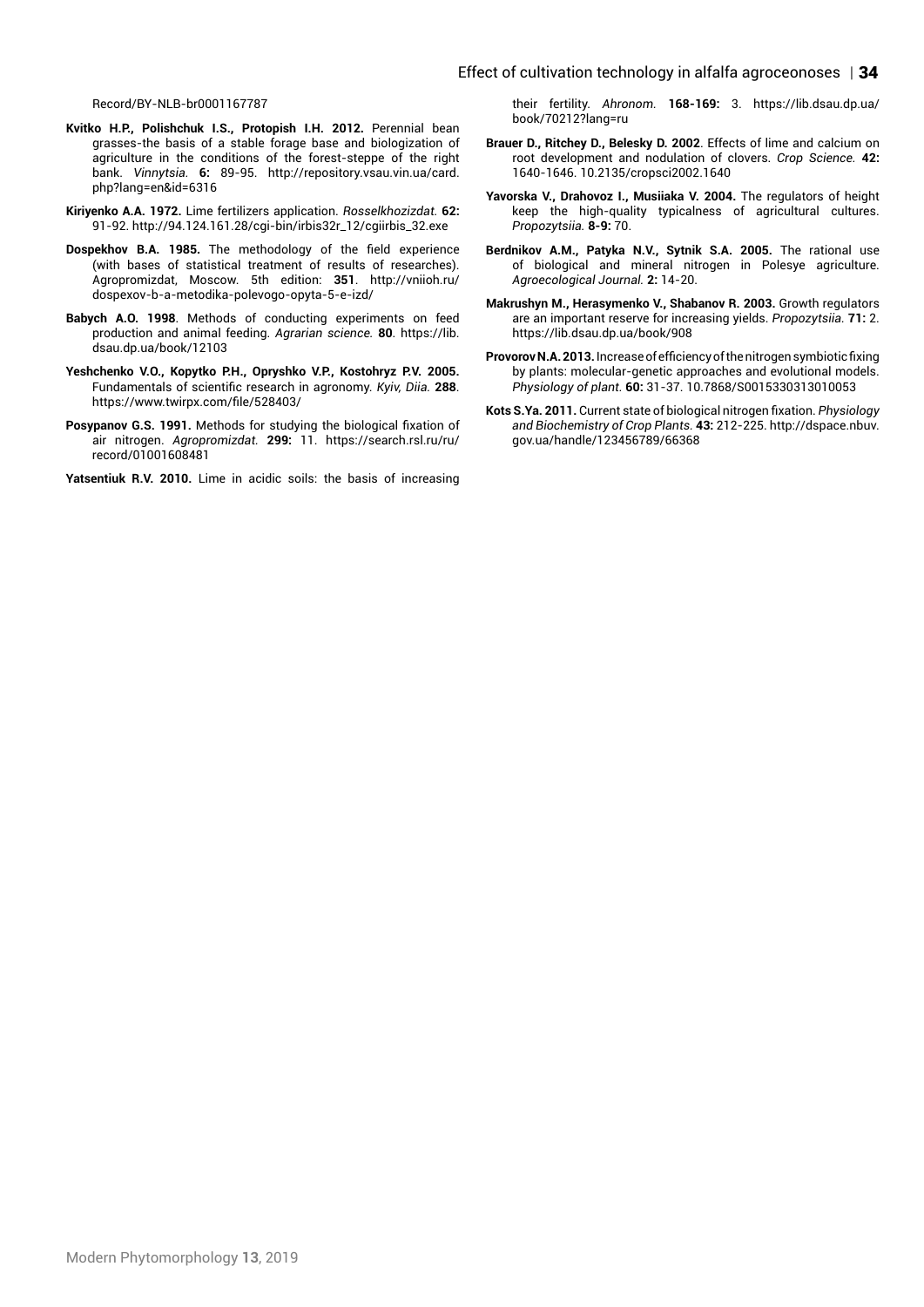Record/BY-NLB-br0001167787

**Kvitko H.P., Polishchuk I.S., Protopish I.H. 2012.** Perennial bean grasses-the basis of a stable forage base and biologization of agriculture in the conditions of the forest-steppe of the right bank. *Vinnytsia.* **6:** 89-95. http://repository.vsau.vin.ua/card.php?lang=en&id=6316

**Kiriyenko A.A. 1972.** Lime fertilizers application. *Rosselkhozizdat.* **62:** 91-92. http://94.124.161.28/cgi-bin/irbis32r_12/cgiirbis_32.exe

**Dospekhov B.A. 1985.** The methodology of the field experience (with bases of statistical treatment of results of researches). Agropromizdat, Moscow. 5th edition: **351**. http://vniioh.ru/dospexov-b-a-metodika-polevogo-opyta-5-e-izd/

**Babych A.O. 1998**. Methods of conducting experiments on feed production and animal feeding. *Agrarian science.* **80**. https://lib.dsau.dp.ua/book/12103

**Yeshchenko V.O., Kopytko P.H., Opryshko V.P., Kostohryz P.V. 2005.** Fundamentals of scientific research in agronomy. *Kyiv, Diia.* **288**. https://www.twirpx.com/file/528403/

**Posypanov G.S. 1991.** Methods for studying the biological fixation of air nitrogen. *Agropromizdat.* **299:** 11. https://search.rsl.ru/ru/record/01001608481

**Yatsentiuk R.V. 2010.** Lime in acidic soils: the basis of increasing their fertility. *Ahronom.* **168-169:** 3. https://lib.dsau.dp.ua/book/70212?lang=ru

**Brauer D., Ritchey D., Belesky D. 2002**. Effects of lime and calcium on root development and nodulation of clovers. *Crop Science.* **42:** 1640-1646. 10.2135/cropsci2002.1640

**Yavorska V., Drahovoz I., Musiiaka V. 2004.** The regulators of height keep the high-quality typicalness of agricultural cultures. *Propozytsiia.* **8-9:** 70.

**Berdnikov A.M., Patyka N.V., Sytnik S.A. 2005.** The rational use of biological and mineral nitrogen in Polesye agriculture. *Agroecological Journal.* **2:** 14-20.

**Makrushyn M., Herasymenko V., Shabanov R. 2003.** Growth regulators are an important reserve for increasing yields. *Propozytsiia.* **71:** 2. https://lib.dsau.dp.ua/book/908

**Provorov N.A. 2013.** Increase of efficiency of the nitrogen symbiotic fixing by plants: molecular-genetic approaches and evolutional models. *Physiology of plant.* **60:** 31-37. 10.7868/S0015330313010053

**Kots S.Ya. 2011.** Current state of biological nitrogen fixation. *Physiology and Biochemistry of Crop Plants.* **43:** 212-225. http://dspace.nbuv.gov.ua/handle/123456789/66368